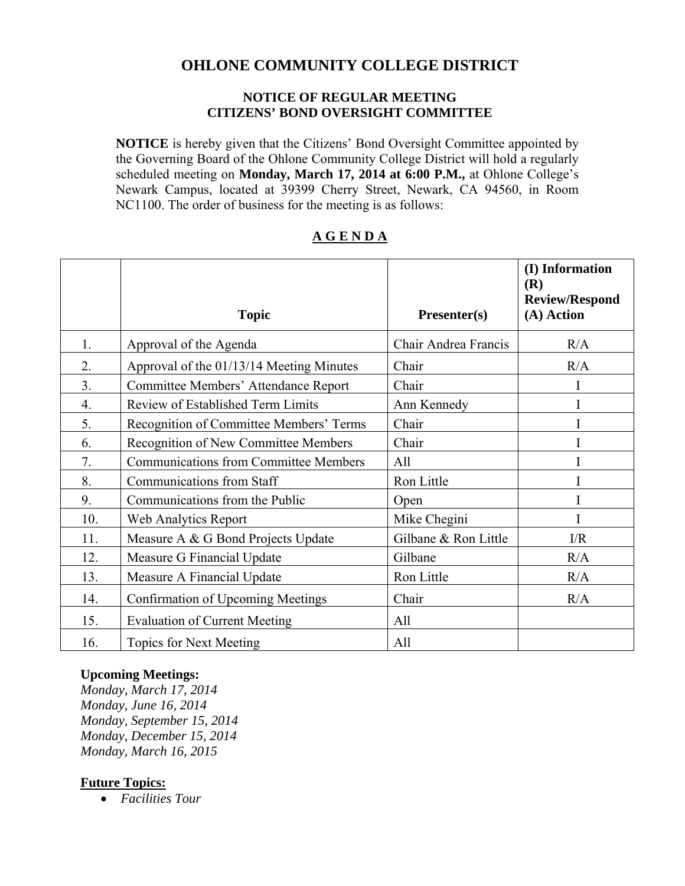# OHLONE COMMUNITY COLLEGE DISTRICT

## NOTICE OF REGULAR MEETING
## CITIZENS' BOND OVERSIGHT COMMITTEE

**NOTICE** is hereby given that the Citizens' Bond Oversight Committee appointed by the Governing Board of the Ohlone Community College District will hold a regularly scheduled meeting on **Monday, March 17, 2014 at 6:00 P.M.,** at Ohlone College's Newark Campus, located at 39399 Cherry Street, Newark, CA 94560, in Room NC1100. The order of business for the meeting is as follows:

## A G E N D A

| | Topic | Presenter(s) | (I) Information (R) Review/Respond (A) Action |
|---|---|---|---|
| 1. | Approval of the Agenda | Chair Andrea Francis | R/A |
| 2. | Approval of the 01/13/14 Meeting Minutes | Chair | R/A |
| 3. | Committee Members' Attendance Report | Chair | I |
| 4. | Review of Established Term Limits | Ann Kennedy | I |
| 5. | Recognition of Committee Members' Terms | Chair | I |
| 6. | Recognition of New Committee Members | Chair | I |
| 7. | Communications from Committee Members | All | I |
| 8. | Communications from Staff | Ron Little | I |
| 9. | Communications from the Public | Open | I |
| 10. | Web Analytics Report | Mike Chegini | I |
| 11. | Measure A & G Bond Projects Update | Gilbane & Ron Little | I/R |
| 12. | Measure G Financial Update | Gilbane | R/A |
| 13. | Measure A Financial Update | Ron Little | R/A |
| 14. | Confirmation of Upcoming Meetings | Chair | R/A |
| 15. | Evaluation of Current Meeting | All | |
| 16. | Topics for Next Meeting | All | |

**Upcoming Meetings:**
*Monday, March 17, 2014*
*Monday, June 16, 2014*
*Monday, September 15, 2014*
*Monday, December 15, 2014*
*Monday, March 16, 2015*

**Future Topics:**

- *Facilities Tour*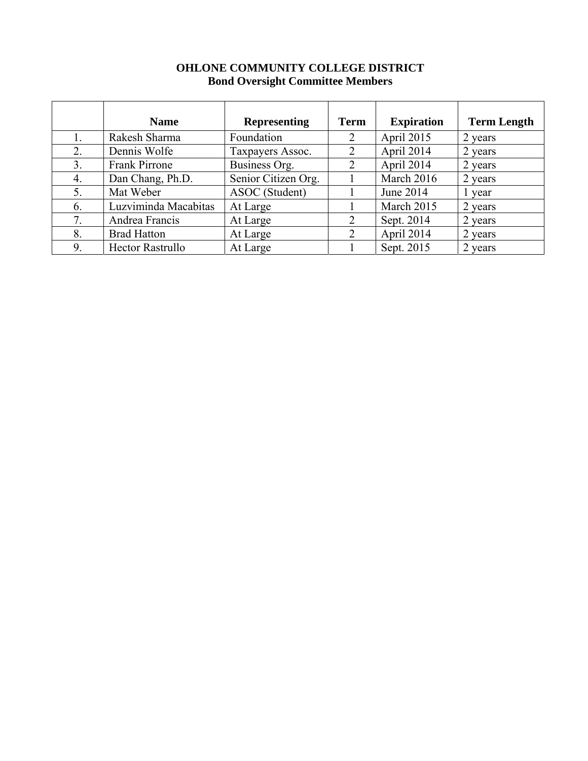**OHLONE COMMUNITY COLLEGE DISTRICT**
**Bond Oversight Committee Members**

| | Name | Representing | Term | Expiration | Term Length |
|---|---|---|---|---|---|
| 1. | Rakesh Sharma | Foundation | 2 | April 2015 | 2 years |
| 2. | Dennis Wolfe | Taxpayers Assoc. | 2 | April 2014 | 2 years |
| 3. | Frank Pirrone | Business Org. | 2 | April 2014 | 2 years |
| 4. | Dan Chang, Ph.D. | Senior Citizen Org. | 1 | March 2016 | 2 years |
| 5. | Mat Weber | ASOC (Student) | 1 | June 2014 | 1 year |
| 6. | Luzviminda Macabitas | At Large | 1 | March 2015 | 2 years |
| 7. | Andrea Francis | At Large | 2 | Sept. 2014 | 2 years |
| 8. | Brad Hatton | At Large | 2 | April 2014 | 2 years |
| 9. | Hector Rastrullo | At Large | 1 | Sept. 2015 | 2 years |